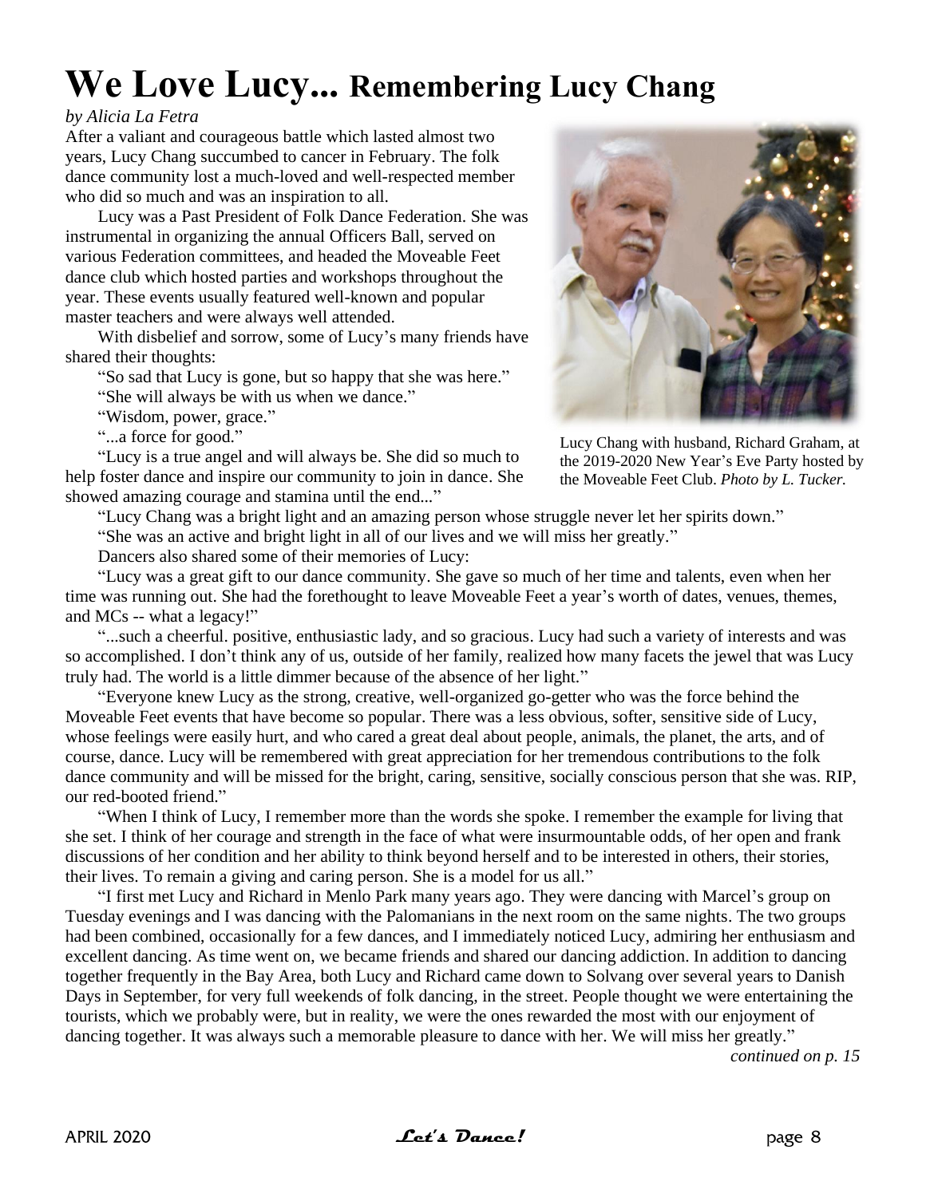# We Love Lucy... Remembering Lucy Chang

*by Alicia La Fetra*

After a valiant and courageous battle which lasted almost two years, Lucy Chang succumbed to cancer in February. The folk dance community lost a much-loved and well-respected member who did so much and was an inspiration to all.

Lucy was a Past President of Folk Dance Federation. She was instrumental in organizing the annual Officers Ball, served on various Federation committees, and headed the Moveable Feet dance club which hosted parties and workshops throughout the year. These events usually featured well-known and popular master teachers and were always well attended.

With disbelief and sorrow, some of Lucy's many friends have shared their thoughts:

"So sad that Lucy is gone, but so happy that she was here."

"She will always be with us when we dance."

"Wisdom, power, grace."

"...a force for good."

"Lucy is a true angel and will always be. She did so much to help foster dance and inspire our community to join in dance. She showed amazing courage and stamina until the end..."

Lucy Chang with husband, Richard Graham, at the 2019-2020 New Year's Eve Party hosted by the Moveable Feet Club. *Photo by L. Tucker.*

"Lucy Chang was a bright light and an amazing person whose struggle never let her spirits down."

"She was an active and bright light in all of our lives and we will miss her greatly."

Dancers also shared some of their memories of Lucy:

"Lucy was a great gift to our dance community. She gave so much of her time and talents, even when her time was running out. She had the forethought to leave Moveable Feet a year's worth of dates, venues, themes, and MCs -- what a legacy!"

"...such a cheerful. positive, enthusiastic lady, and so gracious. Lucy had such a variety of interests and was so accomplished. I don't think any of us, outside of her family, realized how many facets the jewel that was Lucy truly had. The world is a little dimmer because of the absence of her light."

"Everyone knew Lucy as the strong, creative, well-organized go-getter who was the force behind the Moveable Feet events that have become so popular. There was a less obvious, softer, sensitive side of Lucy, whose feelings were easily hurt, and who cared a great deal about people, animals, the planet, the arts, and of course, dance. Lucy will be remembered with great appreciation for her tremendous contributions to the folk dance community and will be missed for the bright, caring, sensitive, socially conscious person that she was. RIP, our red-booted friend."

"When I think of Lucy, I remember more than the words she spoke. I remember the example for living that she set. I think of her courage and strength in the face of what were insurmountable odds, of her open and frank discussions of her condition and her ability to think beyond herself and to be interested in others, their stories, their lives. To remain a giving and caring person. She is a model for us all."

"I first met Lucy and Richard in Menlo Park many years ago. They were dancing with Marcel's group on Tuesday evenings and I was dancing with the Palomanians in the next room on the same nights. The two groups had been combined, occasionally for a few dances, and I immediately noticed Lucy, admiring her enthusiasm and excellent dancing. As time went on, we became friends and shared our dancing addiction. In addition to dancing together frequently in the Bay Area, both Lucy and Richard came down to Solvang over several years to Danish Days in September, for very full weekends of folk dancing, in the street. People thought we were entertaining the tourists, which we probably were, but in reality, we were the ones rewarded the most with our enjoyment of dancing together. It was always such a memorable pleasure to dance with her. We will miss her greatly."

*continued on p. 15*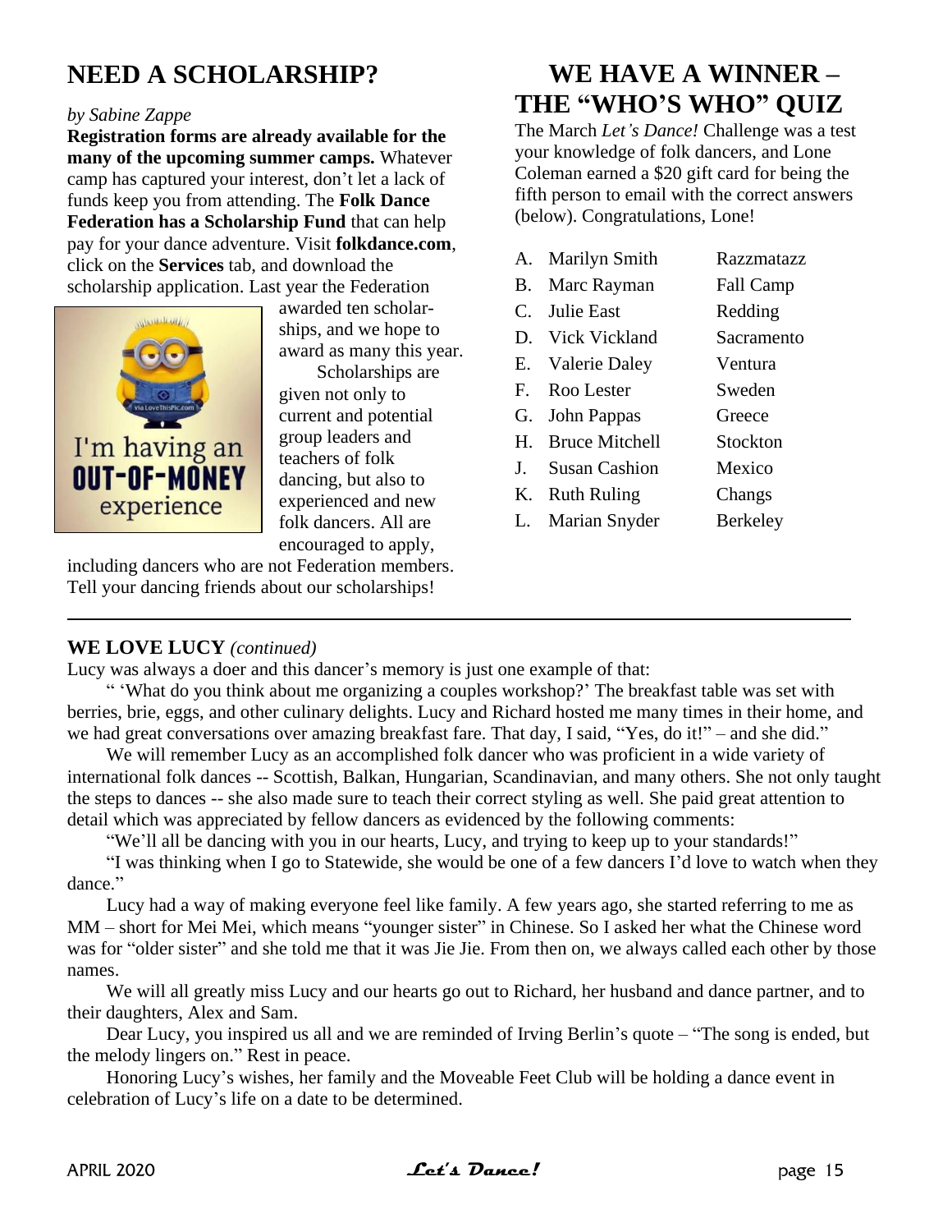## NEED A SCHOLARSHIP?

*by Sabine Zappe*

**Registration forms are already available for the many of the upcoming summer camps.** Whatever camp has captured your interest, don't let a lack of funds keep you from attending. The **Folk Dance Federation has a Scholarship Fund** that can help pay for your dance adventure. Visit **folkdance.com**, click on the **Services** tab, and download the scholarship application. Last year the Federation awarded ten scholarships, and we hope to award as many this year.

Scholarships are given not only to current and potential group leaders and teachers of folk dancing, but also to experienced and new folk dancers. All are encouraged to apply, including dancers who are not Federation members. Tell your dancing friends about our scholarships!

## WE HAVE A WINNER – THE "WHO'S WHO" QUIZ

The March *Let's Dance!* Challenge was a test your knowledge of folk dancers, and Lone Coleman earned a $20 gift card for being the fifth person to email with the correct answers (below). Congratulations, Lone!

| | | |
|---|---|---|
| A. | Marilyn Smith | Razzmatazz |
| B. | Marc Rayman | Fall Camp |
| C. | Julie East | Redding |
| D. | Vick Vickland | Sacramento |
| E. | Valerie Daley | Ventura |
| F. | Roo Lester | Sweden |
| G. | John Pappas | Greece |
| H. | Bruce Mitchell | Stockton |
| J. | Susan Cashion | Mexico |
| K. | Ruth Ruling | Changs |
| L. | Marian Snyder | Berkeley |

---

### WE LOVE LUCY *(continued)*

Lucy was always a doer and this dancer's memory is just one example of that:

" 'What do you think about me organizing a couples workshop?' The breakfast table was set with berries, brie, eggs, and other culinary delights. Lucy and Richard hosted me many times in their home, and we had great conversations over amazing breakfast fare. That day, I said, "Yes, do it!" – and she did."

We will remember Lucy as an accomplished folk dancer who was proficient in a wide variety of international folk dances -- Scottish, Balkan, Hungarian, Scandinavian, and many others. She not only taught the steps to dances -- she also made sure to teach their correct styling as well. She paid great attention to detail which was appreciated by fellow dancers as evidenced by the following comments:

"We'll all be dancing with you in our hearts, Lucy, and trying to keep up to your standards!"

"I was thinking when I go to Statewide, she would be one of a few dancers I'd love to watch when they dance."

Lucy had a way of making everyone feel like family. A few years ago, she started referring to me as MM – short for Mei Mei, which means "younger sister" in Chinese. So I asked her what the Chinese word was for "older sister" and she told me that it was Jie Jie. From then on, we always called each other by those names.

We will all greatly miss Lucy and our hearts go out to Richard, her husband and dance partner, and to their daughters, Alex and Sam.

Dear Lucy, you inspired us all and we are reminded of Irving Berlin's quote – "The song is ended, but the melody lingers on." Rest in peace.

Honoring Lucy's wishes, her family and the Moveable Feet Club will be holding a dance event in celebration of Lucy's life on a date to be determined.